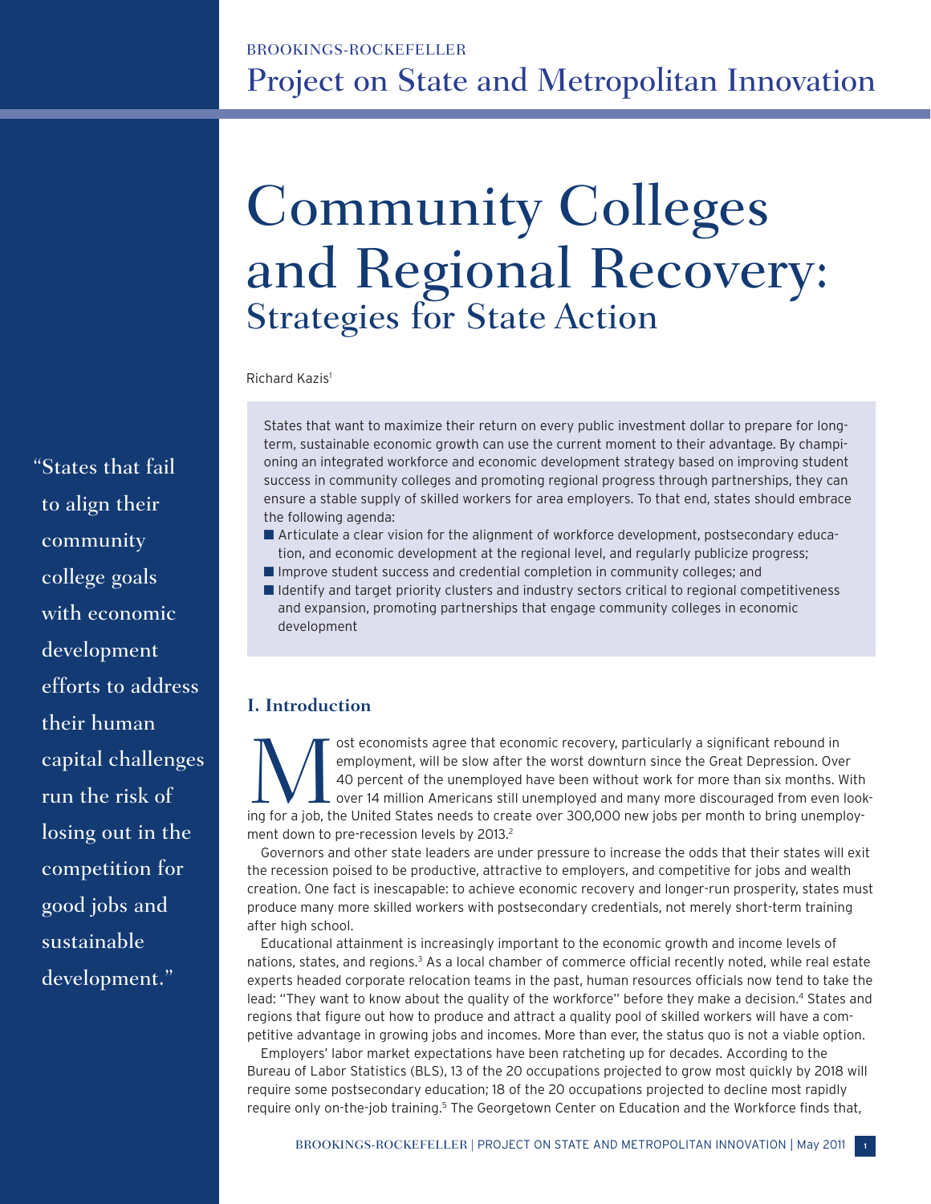BROOKINGS-ROCKEFELLER

Project on State and Metropolitan Innovation

# Community Colleges and Regional Recovery: Strategies for State Action

Richard Kazis[1]

States that want to maximize their return on every public investment dollar to prepare for long-term, sustainable economic growth can use the current moment to their advantage. By championing an integrated workforce and economic development strategy based on improving student success in community colleges and promoting regional progress through partnerships, they can ensure a stable supply of skilled workers for area employers. To that end, states should embrace the following agenda:

- Articulate a clear vision for the alignment of workforce development, postsecondary education, and economic development at the regional level, and regularly publicize progress;
- Improve student success and credential completion in community colleges; and
- Identify and target priority clusters and industry sectors critical to regional competitiveness and expansion, promoting partnerships that engage community colleges in economic development

"States that fail to align their community college goals with economic development efforts to address their human capital challenges run the risk of losing out in the competition for good jobs and sustainable development."

## I. Introduction

Most economists agree that economic recovery, particularly a significant rebound in employment, will be slow after the worst downturn since the Great Depression. Over 40 percent of the unemployed have been without work for more than six months. With over 14 million Americans still unemployed and many more discouraged from even looking for a job, the United States needs to create over 300,000 new jobs per month to bring unemployment down to pre-recession levels by 2013.[2]

Governors and other state leaders are under pressure to increase the odds that their states will exit the recession poised to be productive, attractive to employers, and competitive for jobs and wealth creation. One fact is inescapable: to achieve economic recovery and longer-run prosperity, states must produce many more skilled workers with postsecondary credentials, not merely short-term training after high school.

Educational attainment is increasingly important to the economic growth and income levels of nations, states, and regions.[3] As a local chamber of commerce official recently noted, while real estate experts headed corporate relocation teams in the past, human resources officials now tend to take the lead: "They want to know about the quality of the workforce" before they make a decision.[4] States and regions that figure out how to produce and attract a quality pool of skilled workers will have a competitive advantage in growing jobs and incomes. More than ever, the status quo is not a viable option.

Employers' labor market expectations have been ratcheting up for decades. According to the Bureau of Labor Statistics (BLS), 13 of the 20 occupations projected to grow most quickly by 2018 will require some postsecondary education; 18 of the 20 occupations projected to decline most rapidly require only on-the-job training.[5] The Georgetown Center on Education and the Workforce finds that,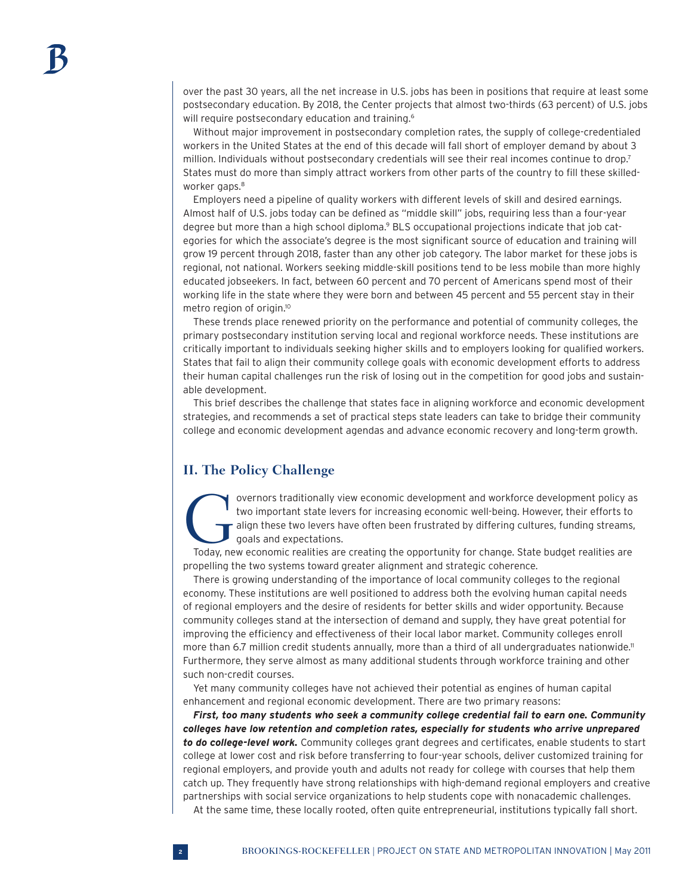over the past 30 years, all the net increase in U.S. jobs has been in positions that require at least some postsecondary education. By 2018, the Center projects that almost two-thirds (63 percent) of U.S. jobs will require postsecondary education and training.[6]

Without major improvement in postsecondary completion rates, the supply of college-credentialed workers in the United States at the end of this decade will fall short of employer demand by about 3 million. Individuals without postsecondary credentials will see their real incomes continue to drop.[7] States must do more than simply attract workers from other parts of the country to fill these skilled-worker gaps.[8]

Employers need a pipeline of quality workers with different levels of skill and desired earnings. Almost half of U.S. jobs today can be defined as "middle skill" jobs, requiring less than a four-year degree but more than a high school diploma.[9] BLS occupational projections indicate that job categories for which the associate's degree is the most significant source of education and training will grow 19 percent through 2018, faster than any other job category. The labor market for these jobs is regional, not national. Workers seeking middle-skill positions tend to be less mobile than more highly educated jobseekers. In fact, between 60 percent and 70 percent of Americans spend most of their working life in the state where they were born and between 45 percent and 55 percent stay in their metro region of origin.[10]

These trends place renewed priority on the performance and potential of community colleges, the primary postsecondary institution serving local and regional workforce needs. These institutions are critically important to individuals seeking higher skills and to employers looking for qualified workers. States that fail to align their community college goals with economic development efforts to address their human capital challenges run the risk of losing out in the competition for good jobs and sustainable development.

This brief describes the challenge that states face in aligning workforce and economic development strategies, and recommends a set of practical steps state leaders can take to bridge their community college and economic development agendas and advance economic recovery and long-term growth.

## II. The Policy Challenge

Governors traditionally view economic development and workforce development policy as two important state levers for increasing economic well-being. However, their efforts to align these two levers have often been frustrated by differing cultures, funding streams, goals and expectations.

Today, new economic realities are creating the opportunity for change. State budget realities are propelling the two systems toward greater alignment and strategic coherence.

There is growing understanding of the importance of local community colleges to the regional economy. These institutions are well positioned to address both the evolving human capital needs of regional employers and the desire of residents for better skills and wider opportunity. Because community colleges stand at the intersection of demand and supply, they have great potential for improving the efficiency and effectiveness of their local labor market. Community colleges enroll more than 6.7 million credit students annually, more than a third of all undergraduates nationwide.[11] Furthermore, they serve almost as many additional students through workforce training and other such non-credit courses.

Yet many community colleges have not achieved their potential as engines of human capital enhancement and regional economic development. There are two primary reasons:

***First, too many students who seek a community college credential fail to earn one. Community colleges have low retention and completion rates, especially for students who arrive unprepared to do college-level work.*** Community colleges grant degrees and certificates, enable students to start college at lower cost and risk before transferring to four-year schools, deliver customized training for regional employers, and provide youth and adults not ready for college with courses that help them catch up. They frequently have strong relationships with high-demand regional employers and creative partnerships with social service organizations to help students cope with nonacademic challenges.

At the same time, these locally rooted, often quite entrepreneurial, institutions typically fall short.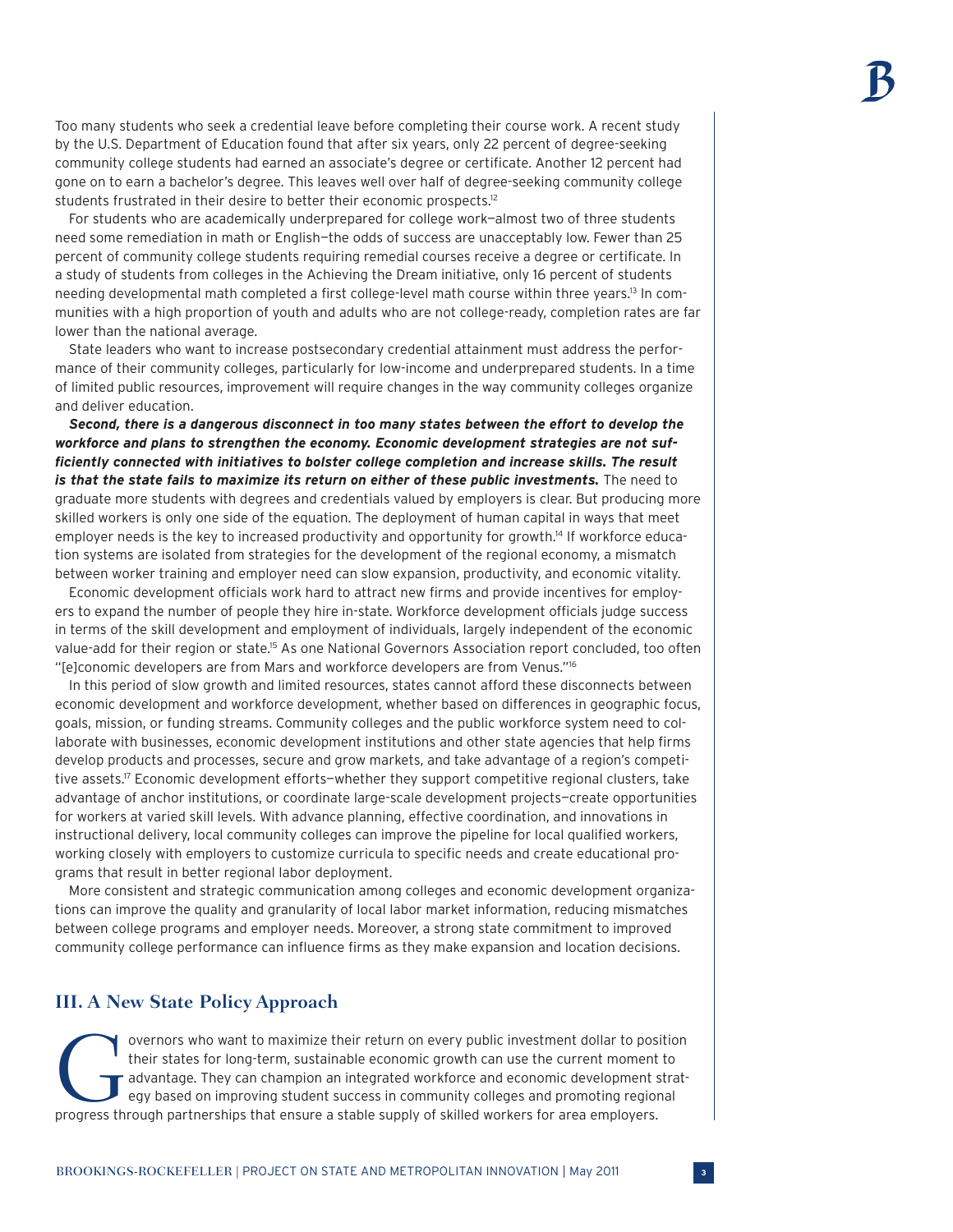Too many students who seek a credential leave before completing their course work. A recent study by the U.S. Department of Education found that after six years, only 22 percent of degree-seeking community college students had earned an associate's degree or certificate. Another 12 percent had gone on to earn a bachelor's degree. This leaves well over half of degree-seeking community college students frustrated in their desire to better their economic prospects.[12]

For students who are academically underprepared for college work—almost two of three students need some remediation in math or English—the odds of success are unacceptably low. Fewer than 25 percent of community college students requiring remedial courses receive a degree or certificate. In a study of students from colleges in the Achieving the Dream initiative, only 16 percent of students needing developmental math completed a first college-level math course within three years.[13] In communities with a high proportion of youth and adults who are not college-ready, completion rates are far lower than the national average.

State leaders who want to increase postsecondary credential attainment must address the performance of their community colleges, particularly for low-income and underprepared students. In a time of limited public resources, improvement will require changes in the way community colleges organize and deliver education.

***Second, there is a dangerous disconnect in too many states between the effort to develop the workforce and plans to strengthen the economy. Economic development strategies are not sufficiently connected with initiatives to bolster college completion and increase skills. The result is that the state fails to maximize its return on either of these public investments.*** The need to graduate more students with degrees and credentials valued by employers is clear. But producing more skilled workers is only one side of the equation. The deployment of human capital in ways that meet employer needs is the key to increased productivity and opportunity for growth.[14] If workforce education systems are isolated from strategies for the development of the regional economy, a mismatch between worker training and employer need can slow expansion, productivity, and economic vitality.

Economic development officials work hard to attract new firms and provide incentives for employers to expand the number of people they hire in-state. Workforce development officials judge success in terms of the skill development and employment of individuals, largely independent of the economic value-add for their region or state.[15] As one National Governors Association report concluded, too often "[e]conomic developers are from Mars and workforce developers are from Venus."[16]

In this period of slow growth and limited resources, states cannot afford these disconnects between economic development and workforce development, whether based on differences in geographic focus, goals, mission, or funding streams. Community colleges and the public workforce system need to collaborate with businesses, economic development institutions and other state agencies that help firms develop products and processes, secure and grow markets, and take advantage of a region's competitive assets.[17] Economic development efforts—whether they support competitive regional clusters, take advantage of anchor institutions, or coordinate large-scale development projects—create opportunities for workers at varied skill levels. With advance planning, effective coordination, and innovations in instructional delivery, local community colleges can improve the pipeline for local qualified workers, working closely with employers to customize curricula to specific needs and create educational programs that result in better regional labor deployment.

More consistent and strategic communication among colleges and economic development organizations can improve the quality and granularity of local labor market information, reducing mismatches between college programs and employer needs. Moreover, a strong state commitment to improved community college performance can influence firms as they make expansion and location decisions.

## III. A New State Policy Approach

Governors who want to maximize their return on every public investment dollar to position their states for long-term, sustainable economic growth can use the current moment to advantage. They can champion an integrated workforce and economic development strategy based on improving student success in community colleges and promoting regional progress through partnerships that ensure a stable supply of skilled workers for area employers.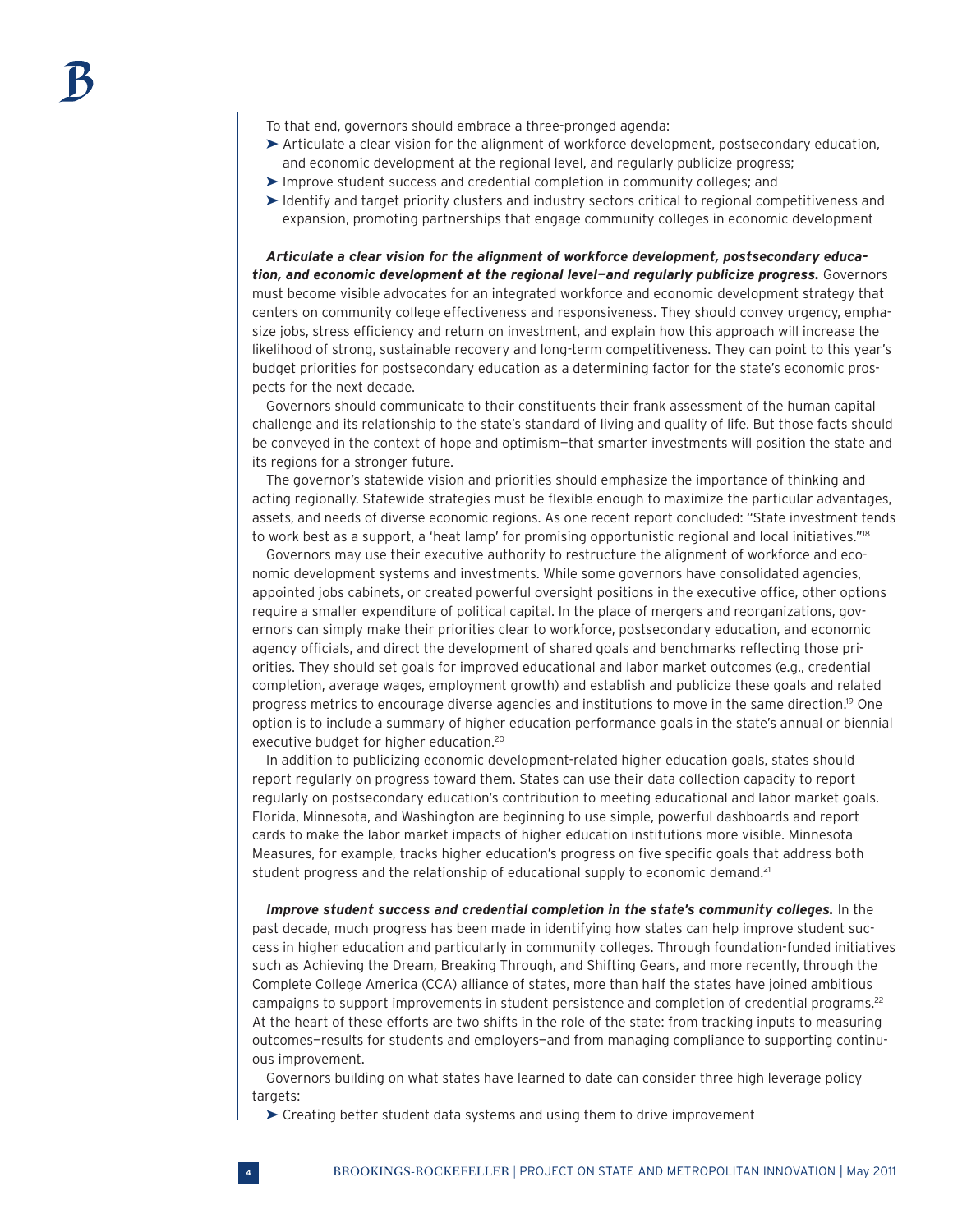To that end, governors should embrace a three-pronged agenda:

- Articulate a clear vision for the alignment of workforce development, postsecondary education, and economic development at the regional level, and regularly publicize progress;
- Improve student success and credential completion in community colleges; and
- Identify and target priority clusters and industry sectors critical to regional competitiveness and expansion, promoting partnerships that engage community colleges in economic development

***Articulate a clear vision for the alignment of workforce development, postsecondary education, and economic development at the regional level—and regularly publicize progress.*** Governors must become visible advocates for an integrated workforce and economic development strategy that centers on community college effectiveness and responsiveness. They should convey urgency, emphasize jobs, stress efficiency and return on investment, and explain how this approach will increase the likelihood of strong, sustainable recovery and long-term competitiveness. They can point to this year's budget priorities for postsecondary education as a determining factor for the state's economic prospects for the next decade.

Governors should communicate to their constituents their frank assessment of the human capital challenge and its relationship to the state's standard of living and quality of life. But those facts should be conveyed in the context of hope and optimism—that smarter investments will position the state and its regions for a stronger future.

The governor's statewide vision and priorities should emphasize the importance of thinking and acting regionally. Statewide strategies must be flexible enough to maximize the particular advantages, assets, and needs of diverse economic regions. As one recent report concluded: "State investment tends to work best as a support, a 'heat lamp' for promising opportunistic regional and local initiatives."[18]

Governors may use their executive authority to restructure the alignment of workforce and economic development systems and investments. While some governors have consolidated agencies, appointed jobs cabinets, or created powerful oversight positions in the executive office, other options require a smaller expenditure of political capital. In the place of mergers and reorganizations, governors can simply make their priorities clear to workforce, postsecondary education, and economic agency officials, and direct the development of shared goals and benchmarks reflecting those priorities. They should set goals for improved educational and labor market outcomes (e.g., credential completion, average wages, employment growth) and establish and publicize these goals and related progress metrics to encourage diverse agencies and institutions to move in the same direction.[19] One option is to include a summary of higher education performance goals in the state's annual or biennial executive budget for higher education.[20]

In addition to publicizing economic development-related higher education goals, states should report regularly on progress toward them. States can use their data collection capacity to report regularly on postsecondary education's contribution to meeting educational and labor market goals. Florida, Minnesota, and Washington are beginning to use simple, powerful dashboards and report cards to make the labor market impacts of higher education institutions more visible. Minnesota Measures, for example, tracks higher education's progress on five specific goals that address both student progress and the relationship of educational supply to economic demand.[21]

***Improve student success and credential completion in the state's community colleges.*** In the past decade, much progress has been made in identifying how states can help improve student success in higher education and particularly in community colleges. Through foundation-funded initiatives such as Achieving the Dream, Breaking Through, and Shifting Gears, and more recently, through the Complete College America (CCA) alliance of states, more than half the states have joined ambitious campaigns to support improvements in student persistence and completion of credential programs.[22] At the heart of these efforts are two shifts in the role of the state: from tracking inputs to measuring outcomes—results for students and employers—and from managing compliance to supporting continuous improvement.

Governors building on what states have learned to date can consider three high leverage policy targets:

- Creating better student data systems and using them to drive improvement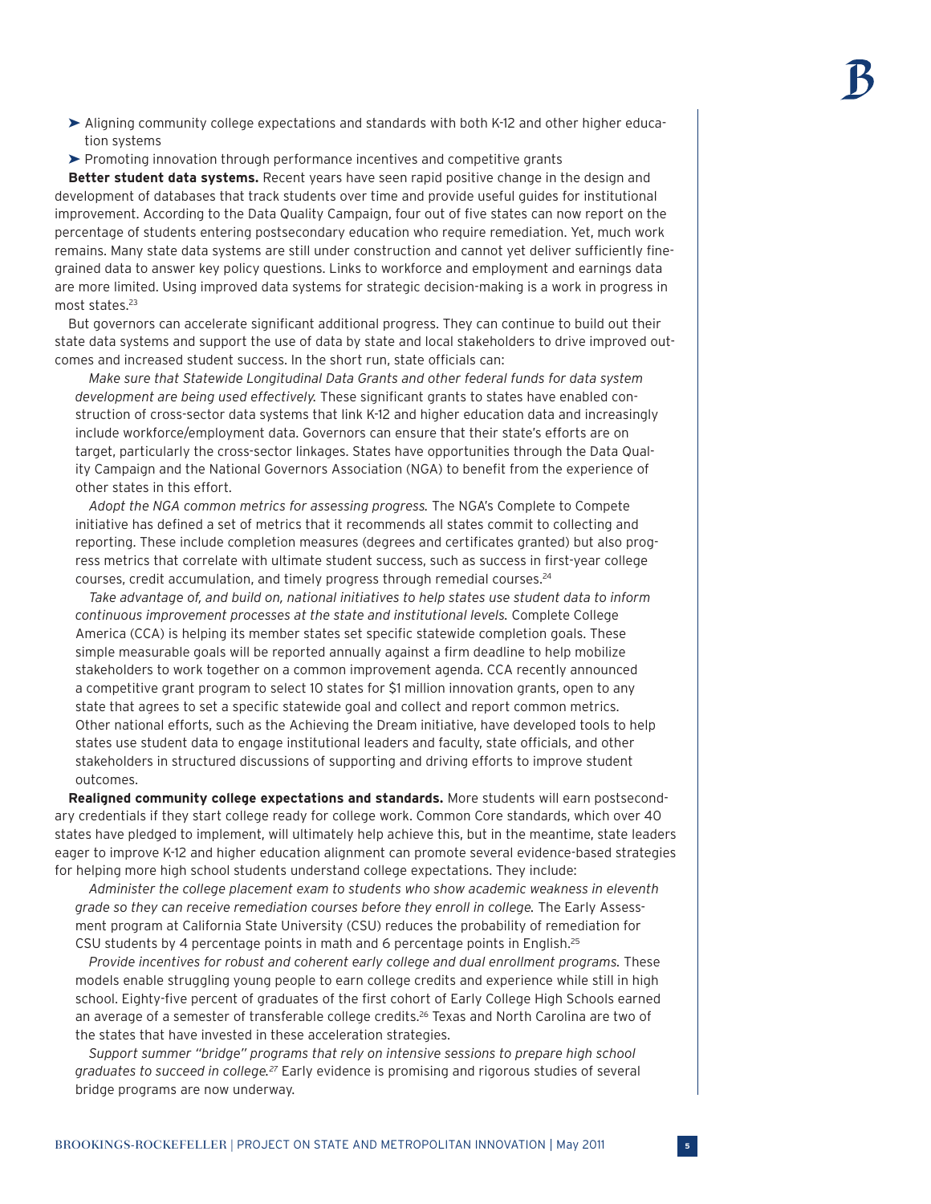- Aligning community college expectations and standards with both K-12 and other higher education systems
- Promoting innovation through performance incentives and competitive grants

**Better student data systems.** Recent years have seen rapid positive change in the design and development of databases that track students over time and provide useful guides for institutional improvement. According to the Data Quality Campaign, four out of five states can now report on the percentage of students entering postsecondary education who require remediation. Yet, much work remains. Many state data systems are still under construction and cannot yet deliver sufficiently fine-grained data to answer key policy questions. Links to workforce and employment and earnings data are more limited. Using improved data systems for strategic decision-making is a work in progress in most states.[23]

But governors can accelerate significant additional progress. They can continue to build out their state data systems and support the use of data by state and local stakeholders to drive improved outcomes and increased student success. In the short run, state officials can:

*Make sure that Statewide Longitudinal Data Grants and other federal funds for data system development are being used effectively.* These significant grants to states have enabled construction of cross-sector data systems that link K-12 and higher education data and increasingly include workforce/employment data. Governors can ensure that their state's efforts are on target, particularly the cross-sector linkages. States have opportunities through the Data Quality Campaign and the National Governors Association (NGA) to benefit from the experience of other states in this effort.

*Adopt the NGA common metrics for assessing progress.* The NGA's Complete to Compete initiative has defined a set of metrics that it recommends all states commit to collecting and reporting. These include completion measures (degrees and certificates granted) but also progress metrics that correlate with ultimate student success, such as success in first-year college courses, credit accumulation, and timely progress through remedial courses.[24]

*Take advantage of, and build on, national initiatives to help states use student data to inform continuous improvement processes at the state and institutional levels.* Complete College America (CCA) is helping its member states set specific statewide completion goals. These simple measurable goals will be reported annually against a firm deadline to help mobilize stakeholders to work together on a common improvement agenda. CCA recently announced a competitive grant program to select 10 states for $1 million innovation grants, open to any state that agrees to set a specific statewide goal and collect and report common metrics. Other national efforts, such as the Achieving the Dream initiative, have developed tools to help states use student data to engage institutional leaders and faculty, state officials, and other stakeholders in structured discussions of supporting and driving efforts to improve student outcomes.

**Realigned community college expectations and standards.** More students will earn postsecondary credentials if they start college ready for college work. Common Core standards, which over 40 states have pledged to implement, will ultimately help achieve this, but in the meantime, state leaders eager to improve K-12 and higher education alignment can promote several evidence-based strategies for helping more high school students understand college expectations. They include:

*Administer the college placement exam to students who show academic weakness in eleventh grade so they can receive remediation courses before they enroll in college.* The Early Assessment program at California State University (CSU) reduces the probability of remediation for CSU students by 4 percentage points in math and 6 percentage points in English.[25]

*Provide incentives for robust and coherent early college and dual enrollment programs.* These models enable struggling young people to earn college credits and experience while still in high school. Eighty-five percent of graduates of the first cohort of Early College High Schools earned an average of a semester of transferable college credits.[26] Texas and North Carolina are two of the states that have invested in these acceleration strategies.

*Support summer "bridge" programs that rely on intensive sessions to prepare high school graduates to succeed in college.*[27] Early evidence is promising and rigorous studies of several bridge programs are now underway.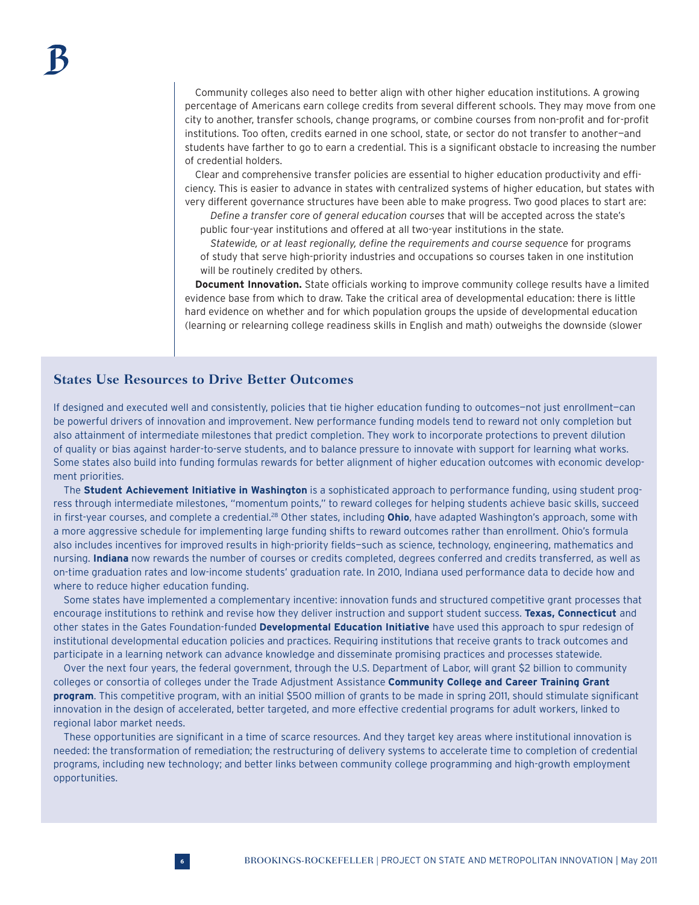Community colleges also need to better align with other higher education institutions. A growing percentage of Americans earn college credits from several different schools. They may move from one city to another, transfer schools, change programs, or combine courses from non-profit and for-profit institutions. Too often, credits earned in one school, state, or sector do not transfer to another—and students have farther to go to earn a credential. This is a significant obstacle to increasing the number of credential holders.

Clear and comprehensive transfer policies are essential to higher education productivity and efficiency. This is easier to advance in states with centralized systems of higher education, but states with very different governance structures have been able to make progress. Two good places to start are:

*Define a transfer core of general education courses* that will be accepted across the state's public four-year institutions and offered at all two-year institutions in the state.

*Statewide, or at least regionally, define the requirements and course sequence* for programs of study that serve high-priority industries and occupations so courses taken in one institution will be routinely credited by others.

**Document Innovation.** State officials working to improve community college results have a limited evidence base from which to draw. Take the critical area of developmental education: there is little hard evidence on whether and for which population groups the upside of developmental education (learning or relearning college readiness skills in English and math) outweighs the downside (slower

## States Use Resources to Drive Better Outcomes

If designed and executed well and consistently, policies that tie higher education funding to outcomes—not just enrollment—can be powerful drivers of innovation and improvement. New performance funding models tend to reward not only completion but also attainment of intermediate milestones that predict completion. They work to incorporate protections to prevent dilution of quality or bias against harder-to-serve students, and to balance pressure to innovate with support for learning what works. Some states also build into funding formulas rewards for better alignment of higher education outcomes with economic development priorities.

The **Student Achievement Initiative in Washington** is a sophisticated approach to performance funding, using student progress through intermediate milestones, "momentum points," to reward colleges for helping students achieve basic skills, succeed in first-year courses, and complete a credential.[28] Other states, including **Ohio**, have adapted Washington's approach, some with a more aggressive schedule for implementing large funding shifts to reward outcomes rather than enrollment. Ohio's formula also includes incentives for improved results in high-priority fields—such as science, technology, engineering, mathematics and nursing. **Indiana** now rewards the number of courses or credits completed, degrees conferred and credits transferred, as well as on-time graduation rates and low-income students' graduation rate. In 2010, Indiana used performance data to decide how and where to reduce higher education funding.

Some states have implemented a complementary incentive: innovation funds and structured competitive grant processes that encourage institutions to rethink and revise how they deliver instruction and support student success. **Texas, Connecticut** and other states in the Gates Foundation-funded **Developmental Education Initiative** have used this approach to spur redesign of institutional developmental education policies and practices. Requiring institutions that receive grants to track outcomes and participate in a learning network can advance knowledge and disseminate promising practices and processes statewide.

Over the next four years, the federal government, through the U.S. Department of Labor, will grant $2 billion to community colleges or consortia of colleges under the Trade Adjustment Assistance **Community College and Career Training Grant program**. This competitive program, with an initial $500 million of grants to be made in spring 2011, should stimulate significant innovation in the design of accelerated, better targeted, and more effective credential programs for adult workers, linked to regional labor market needs.

These opportunities are significant in a time of scarce resources. And they target key areas where institutional innovation is needed: the transformation of remediation; the restructuring of delivery systems to accelerate time to completion of credential programs, including new technology; and better links between community college programming and high-growth employment opportunities.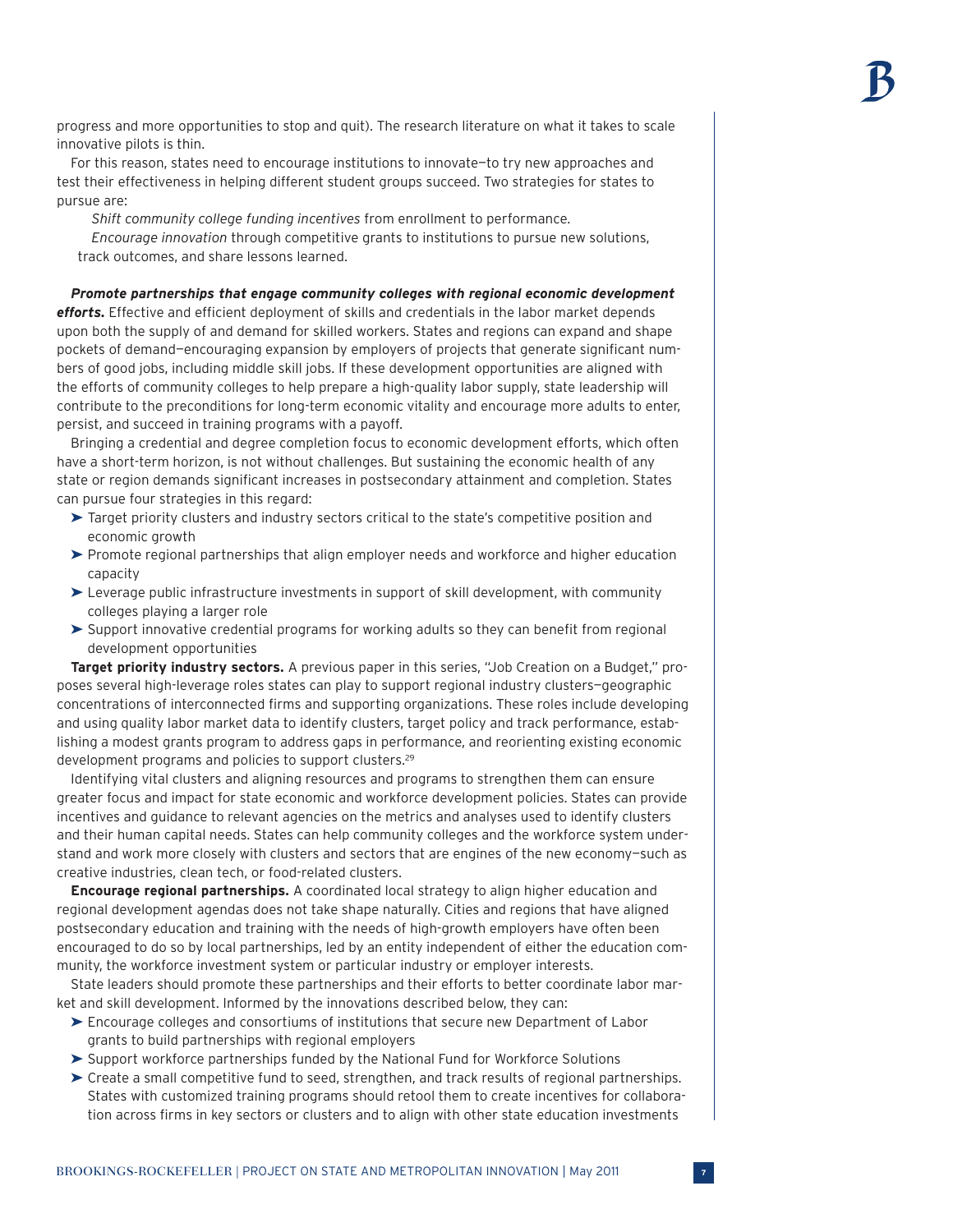progress and more opportunities to stop and quit). The research literature on what it takes to scale innovative pilots is thin.

For this reason, states need to encourage institutions to innovate—to try new approaches and test their effectiveness in helping different student groups succeed. Two strategies for states to pursue are:

*Shift community college funding incentives* from enrollment to performance.

*Encourage innovation* through competitive grants to institutions to pursue new solutions, track outcomes, and share lessons learned.

***Promote partnerships that engage community colleges with regional economic development efforts.*** Effective and efficient deployment of skills and credentials in the labor market depends upon both the supply of and demand for skilled workers. States and regions can expand and shape pockets of demand—encouraging expansion by employers of projects that generate significant numbers of good jobs, including middle skill jobs. If these development opportunities are aligned with the efforts of community colleges to help prepare a high-quality labor supply, state leadership will contribute to the preconditions for long-term economic vitality and encourage more adults to enter, persist, and succeed in training programs with a payoff.

Bringing a credential and degree completion focus to economic development efforts, which often have a short-term horizon, is not without challenges. But sustaining the economic health of any state or region demands significant increases in postsecondary attainment and completion. States can pursue four strategies in this regard:

- Target priority clusters and industry sectors critical to the state's competitive position and economic growth
- Promote regional partnerships that align employer needs and workforce and higher education capacity
- Leverage public infrastructure investments in support of skill development, with community colleges playing a larger role
- Support innovative credential programs for working adults so they can benefit from regional development opportunities

**Target priority industry sectors.** A previous paper in this series, "Job Creation on a Budget," proposes several high-leverage roles states can play to support regional industry clusters—geographic concentrations of interconnected firms and supporting organizations. These roles include developing and using quality labor market data to identify clusters, target policy and track performance, establishing a modest grants program to address gaps in performance, and reorienting existing economic development programs and policies to support clusters.[29]

Identifying vital clusters and aligning resources and programs to strengthen them can ensure greater focus and impact for state economic and workforce development policies. States can provide incentives and guidance to relevant agencies on the metrics and analyses used to identify clusters and their human capital needs. States can help community colleges and the workforce system understand and work more closely with clusters and sectors that are engines of the new economy—such as creative industries, clean tech, or food-related clusters.

**Encourage regional partnerships.** A coordinated local strategy to align higher education and regional development agendas does not take shape naturally. Cities and regions that have aligned postsecondary education and training with the needs of high-growth employers have often been encouraged to do so by local partnerships, led by an entity independent of either the education community, the workforce investment system or particular industry or employer interests.

State leaders should promote these partnerships and their efforts to better coordinate labor market and skill development. Informed by the innovations described below, they can:

- Encourage colleges and consortiums of institutions that secure new Department of Labor grants to build partnerships with regional employers
- Support workforce partnerships funded by the National Fund for Workforce Solutions
- Create a small competitive fund to seed, strengthen, and track results of regional partnerships. States with customized training programs should retool them to create incentives for collaboration across firms in key sectors or clusters and to align with other state education investments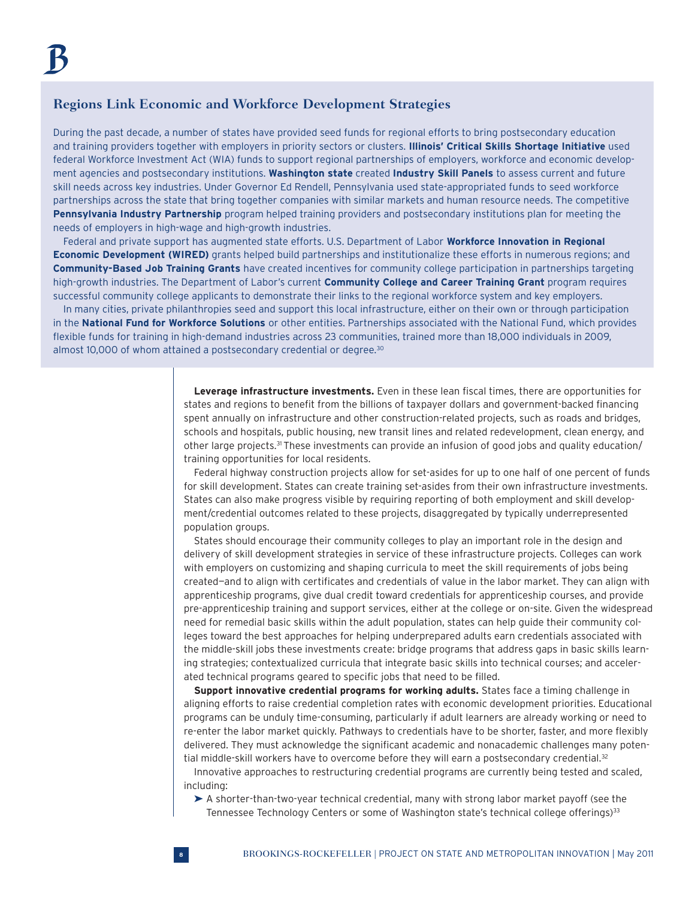## Regions Link Economic and Workforce Development Strategies

During the past decade, a number of states have provided seed funds for regional efforts to bring postsecondary education and training providers together with employers in priority sectors or clusters. **Illinois' Critical Skills Shortage Initiative** used federal Workforce Investment Act (WIA) funds to support regional partnerships of employers, workforce and economic development agencies and postsecondary institutions. **Washington state** created **Industry Skill Panels** to assess current and future skill needs across key industries. Under Governor Ed Rendell, Pennsylvania used state-appropriated funds to seed workforce partnerships across the state that bring together companies with similar markets and human resource needs. The competitive **Pennsylvania Industry Partnership** program helped training providers and postsecondary institutions plan for meeting the needs of employers in high-wage and high-growth industries.

Federal and private support has augmented state efforts. U.S. Department of Labor **Workforce Innovation in Regional Economic Development (WIRED)** grants helped build partnerships and institutionalize these efforts in numerous regions; and **Community-Based Job Training Grants** have created incentives for community college participation in partnerships targeting high-growth industries. The Department of Labor's current **Community College and Career Training Grant** program requires successful community college applicants to demonstrate their links to the regional workforce system and key employers.

In many cities, private philanthropies seed and support this local infrastructure, either on their own or through participation in the **National Fund for Workforce Solutions** or other entities. Partnerships associated with the National Fund, which provides flexible funds for training in high-demand industries across 23 communities, trained more than 18,000 individuals in 2009, almost 10,000 of whom attained a postsecondary credential or degree.[30]

**Leverage infrastructure investments.** Even in these lean fiscal times, there are opportunities for states and regions to benefit from the billions of taxpayer dollars and government-backed financing spent annually on infrastructure and other construction-related projects, such as roads and bridges, schools and hospitals, public housing, new transit lines and related redevelopment, clean energy, and other large projects.[31] These investments can provide an infusion of good jobs and quality education/training opportunities for local residents.

Federal highway construction projects allow for set-asides for up to one half of one percent of funds for skill development. States can create training set-asides from their own infrastructure investments. States can also make progress visible by requiring reporting of both employment and skill development/credential outcomes related to these projects, disaggregated by typically underrepresented population groups.

States should encourage their community colleges to play an important role in the design and delivery of skill development strategies in service of these infrastructure projects. Colleges can work with employers on customizing and shaping curricula to meet the skill requirements of jobs being created—and to align with certificates and credentials of value in the labor market. They can align with apprenticeship programs, give dual credit toward credentials for apprenticeship courses, and provide pre-apprenticeship training and support services, either at the college or on-site. Given the widespread need for remedial basic skills within the adult population, states can help guide their community colleges toward the best approaches for helping underprepared adults earn credentials associated with the middle-skill jobs these investments create: bridge programs that address gaps in basic skills learning strategies; contextualized curricula that integrate basic skills into technical courses; and accelerated technical programs geared to specific jobs that need to be filled.

**Support innovative credential programs for working adults.** States face a timing challenge in aligning efforts to raise credential completion rates with economic development priorities. Educational programs can be unduly time-consuming, particularly if adult learners are already working or need to re-enter the labor market quickly. Pathways to credentials have to be shorter, faster, and more flexibly delivered. They must acknowledge the significant academic and nonacademic challenges many potential middle-skill workers have to overcome before they will earn a postsecondary credential.[32]

Innovative approaches to restructuring credential programs are currently being tested and scaled, including:

- A shorter-than-two-year technical credential, many with strong labor market payoff (see the Tennessee Technology Centers or some of Washington state's technical college offerings)[33]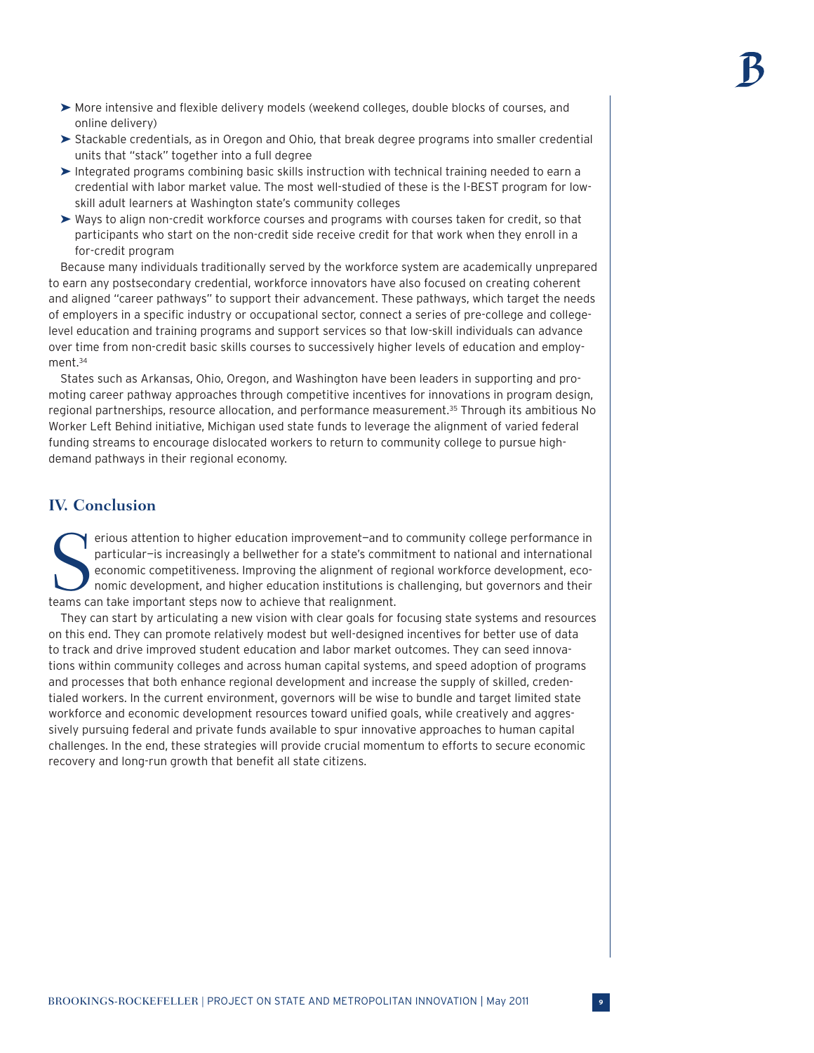- More intensive and flexible delivery models (weekend colleges, double blocks of courses, and online delivery)
- Stackable credentials, as in Oregon and Ohio, that break degree programs into smaller credential units that "stack" together into a full degree
- Integrated programs combining basic skills instruction with technical training needed to earn a credential with labor market value. The most well-studied of these is the I-BEST program for low-skill adult learners at Washington state's community colleges
- Ways to align non-credit workforce courses and programs with courses taken for credit, so that participants who start on the non-credit side receive credit for that work when they enroll in a for-credit program

Because many individuals traditionally served by the workforce system are academically unprepared to earn any postsecondary credential, workforce innovators have also focused on creating coherent and aligned "career pathways" to support their advancement. These pathways, which target the needs of employers in a specific industry or occupational sector, connect a series of pre-college and college-level education and training programs and support services so that low-skill individuals can advance over time from non-credit basic skills courses to successively higher levels of education and employment.[34]

States such as Arkansas, Ohio, Oregon, and Washington have been leaders in supporting and promoting career pathway approaches through competitive incentives for innovations in program design, regional partnerships, resource allocation, and performance measurement.[35] Through its ambitious No Worker Left Behind initiative, Michigan used state funds to leverage the alignment of varied federal funding streams to encourage dislocated workers to return to community college to pursue high-demand pathways in their regional economy.

## IV. Conclusion

Serious attention to higher education improvement—and to community college performance in particular—is increasingly a bellwether for a state's commitment to national and international economic competitiveness. Improving the alignment of regional workforce development, economic development, and higher education institutions is challenging, but governors and their teams can take important steps now to achieve that realignment.

They can start by articulating a new vision with clear goals for focusing state systems and resources on this end. They can promote relatively modest but well-designed incentives for better use of data to track and drive improved student education and labor market outcomes. They can seed innovations within community colleges and across human capital systems, and speed adoption of programs and processes that both enhance regional development and increase the supply of skilled, credentialed workers. In the current environment, governors will be wise to bundle and target limited state workforce and economic development resources toward unified goals, while creatively and aggressively pursuing federal and private funds available to spur innovative approaches to human capital challenges. In the end, these strategies will provide crucial momentum to efforts to secure economic recovery and long-run growth that benefit all state citizens.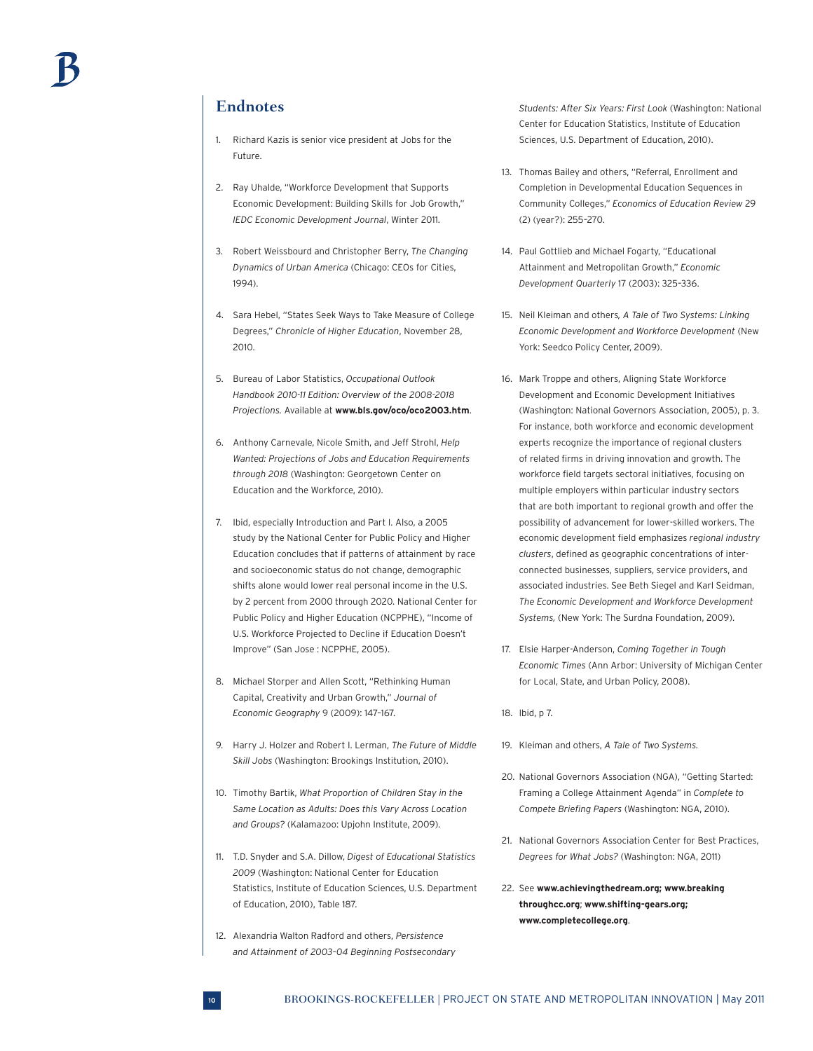## Endnotes

1. Richard Kazis is senior vice president at Jobs for the Future.

2. Ray Uhalde, "Workforce Development that Supports Economic Development: Building Skills for Job Growth," *IEDC Economic Development Journal*, Winter 2011.

3. Robert Weissbourd and Christopher Berry, *The Changing Dynamics of Urban America* (Chicago: CEOs for Cities, 1994).

4. Sara Hebel, "States Seek Ways to Take Measure of College Degrees," *Chronicle of Higher Education*, November 28, 2010.

5. Bureau of Labor Statistics, *Occupational Outlook Handbook 2010-11 Edition: Overview of the 2008-2018 Projections.* Available at **www.bls.gov/oco/oco2003.htm**.

6. Anthony Carnevale, Nicole Smith, and Jeff Strohl, *Help Wanted: Projections of Jobs and Education Requirements through 2018* (Washington: Georgetown Center on Education and the Workforce, 2010).

7. Ibid, especially Introduction and Part I. Also, a 2005 study by the National Center for Public Policy and Higher Education concludes that if patterns of attainment by race and socioeconomic status do not change, demographic shifts alone would lower real personal income in the U.S. by 2 percent from 2000 through 2020. National Center for Public Policy and Higher Education (NCPPHE), "Income of U.S. Workforce Projected to Decline if Education Doesn't Improve" (San Jose : NCPPHE, 2005).

8. Michael Storper and Allen Scott, "Rethinking Human Capital, Creativity and Urban Growth," *Journal of Economic Geography* 9 (2009): 147-167.

9. Harry J. Holzer and Robert I. Lerman, *The Future of Middle Skill Jobs* (Washington: Brookings Institution, 2010).

10. Timothy Bartik, *What Proportion of Children Stay in the Same Location as Adults: Does this Vary Across Location and Groups?* (Kalamazoo: Upjohn Institute, 2009).

11. T.D. Snyder and S.A. Dillow, *Digest of Educational Statistics 2009* (Washington: National Center for Education Statistics, Institute of Education Sciences, U.S. Department of Education, 2010), Table 187.

12. Alexandria Walton Radford and others, *Persistence and Attainment of 2003–04 Beginning Postsecondary Students: After Six Years: First Look* (Washington: National Center for Education Statistics, Institute of Education Sciences, U.S. Department of Education, 2010).

13. Thomas Bailey and others, "Referral, Enrollment and Completion in Developmental Education Sequences in Community Colleges," *Economics of Education Review* 29 (2) (year?): 255–270.

14. Paul Gottlieb and Michael Fogarty, "Educational Attainment and Metropolitan Growth," *Economic Development Quarterly* 17 (2003): 325–336.

15. Neil Kleiman and others*, A Tale of Two Systems: Linking Economic Development and Workforce Development* (New York: Seedco Policy Center, 2009).

16. Mark Troppe and others, Aligning State Workforce Development and Economic Development Initiatives (Washington: National Governors Association, 2005), p. 3. For instance, both workforce and economic development experts recognize the importance of regional clusters of related firms in driving innovation and growth. The workforce field targets sectoral initiatives, focusing on multiple employers within particular industry sectors that are both important to regional growth and offer the possibility of advancement for lower-skilled workers. The economic development field emphasizes *regional industry clusters*, defined as geographic concentrations of inter-connected businesses, suppliers, service providers, and associated industries. See Beth Siegel and Karl Seidman, *The Economic Development and Workforce Development Systems,* (New York: The Surdna Foundation, 2009).

17. Elsie Harper-Anderson, *Coming Together in Tough Economic Times* (Ann Arbor: University of Michigan Center for Local, State, and Urban Policy, 2008).

18. Ibid, p 7.

19. Kleiman and others, *A Tale of Two Systems.*

20. National Governors Association (NGA), "Getting Started: Framing a College Attainment Agenda" in *Complete to Compete Briefing Papers* (Washington: NGA, 2010).

21. National Governors Association Center for Best Practices, *Degrees for What Jobs?* (Washington: NGA, 2011)

22. See **www.achievingthedream.org; www.breakingthroughcc.org**; **www.shifting-gears.org; www.completecollege.org**.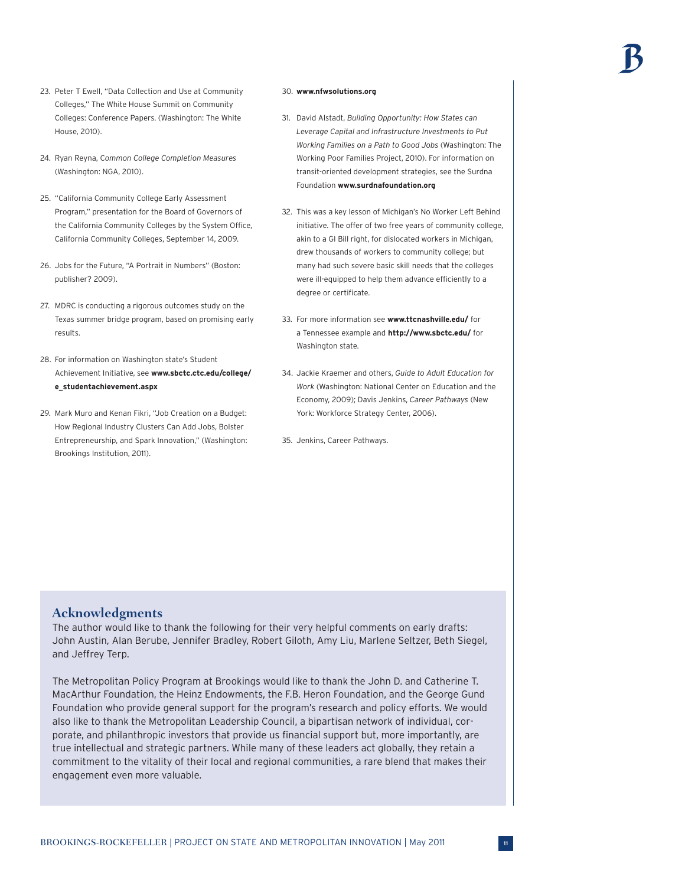23. Peter T Ewell, "Data Collection and Use at Community Colleges," The White House Summit on Community Colleges: Conference Papers. (Washington: The White House, 2010).

24. Ryan Reyna, *Common College Completion Measures* (Washington: NGA, 2010).

25. "California Community College Early Assessment Program," presentation for the Board of Governors of the California Community Colleges by the System Office, California Community Colleges, September 14, 2009.

26. Jobs for the Future, "A Portrait in Numbers" (Boston: publisher? 2009).

27. MDRC is conducting a rigorous outcomes study on the Texas summer bridge program, based on promising early results.

28. For information on Washington state's Student Achievement Initiative, see **www.sbctc.ctc.edu/college/e_studentachievement.aspx**

29. Mark Muro and Kenan Fikri, "Job Creation on a Budget: How Regional Industry Clusters Can Add Jobs, Bolster Entrepreneurship, and Spark Innovation," (Washington: Brookings Institution, 2011).

30. **www.nfwsolutions.org**

31. David Alstadt, *Building Opportunity: How States can Leverage Capital and Infrastructure Investments to Put Working Families on a Path to Good Jobs* (Washington: The Working Poor Families Project, 2010). For information on transit-oriented development strategies, see the Surdna Foundation **www.surdnafoundation.org**

32. This was a key lesson of Michigan's No Worker Left Behind initiative. The offer of two free years of community college, akin to a GI Bill right, for dislocated workers in Michigan, drew thousands of workers to community college; but many had such severe basic skill needs that the colleges were ill-equipped to help them advance efficiently to a degree or certificate.

33. For more information see **www.ttcnashville.edu/** for a Tennessee example and **http://www.sbctc.edu/** for Washington state.

34. Jackie Kraemer and others, *Guide to Adult Education for Work* (Washington: National Center on Education and the Economy, 2009); Davis Jenkins, *Career Pathways* (New York: Workforce Strategy Center, 2006).

35. Jenkins, Career Pathways.

## Acknowledgments

The author would like to thank the following for their very helpful comments on early drafts: John Austin, Alan Berube, Jennifer Bradley, Robert Giloth, Amy Liu, Marlene Seltzer, Beth Siegel, and Jeffrey Terp.

The Metropolitan Policy Program at Brookings would like to thank the John D. and Catherine T. MacArthur Foundation, the Heinz Endowments, the F.B. Heron Foundation, and the George Gund Foundation who provide general support for the program's research and policy efforts. We would also like to thank the Metropolitan Leadership Council, a bipartisan network of individual, corporate, and philanthropic investors that provide us financial support but, more importantly, are true intellectual and strategic partners. While many of these leaders act globally, they retain a commitment to the vitality of their local and regional communities, a rare blend that makes their engagement even more valuable.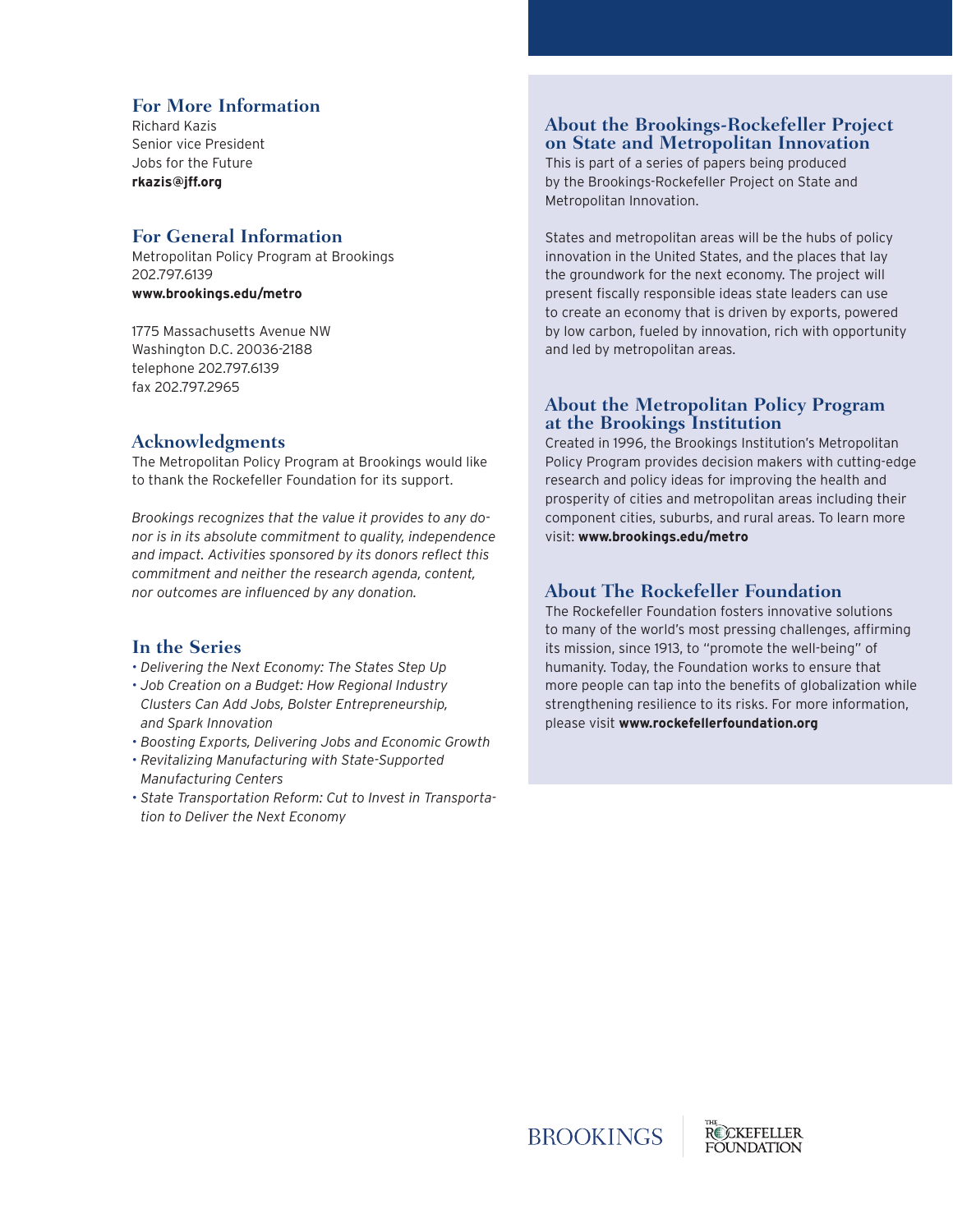## For More Information

Richard Kazis
Senior vice President
Jobs for the Future
**rkazis@jff.org**

## For General Information

Metropolitan Policy Program at Brookings
202.797.6139
**www.brookings.edu/metro**

1775 Massachusetts Avenue NW
Washington D.C. 20036-2188
telephone 202.797.6139
fax 202.797.2965

## Acknowledgments

The Metropolitan Policy Program at Brookings would like to thank the Rockefeller Foundation for its support.

*Brookings recognizes that the value it provides to any donor is in its absolute commitment to quality, independence and impact. Activities sponsored by its donors reflect this commitment and neither the research agenda, content, nor outcomes are influenced by any donation.*

## In the Series

- *Delivering the Next Economy: The States Step Up*
- *Job Creation on a Budget: How Regional Industry Clusters Can Add Jobs, Bolster Entrepreneurship, and Spark Innovation*
- *Boosting Exports, Delivering Jobs and Economic Growth*
- *Revitalizing Manufacturing with State-Supported Manufacturing Centers*
- *State Transportation Reform: Cut to Invest in Transportation to Deliver the Next Economy*

## About the Brookings-Rockefeller Project on State and Metropolitan Innovation

This is part of a series of papers being produced by the Brookings-Rockefeller Project on State and Metropolitan Innovation.

States and metropolitan areas will be the hubs of policy innovation in the United States, and the places that lay the groundwork for the next economy. The project will present fiscally responsible ideas state leaders can use to create an economy that is driven by exports, powered by low carbon, fueled by innovation, rich with opportunity and led by metropolitan areas.

## About the Metropolitan Policy Program at the Brookings Institution

Created in 1996, the Brookings Institution's Metropolitan Policy Program provides decision makers with cutting-edge research and policy ideas for improving the health and prosperity of cities and metropolitan areas including their component cities, suburbs, and rural areas. To learn more visit: **www.brookings.edu/metro**

## About The Rockefeller Foundation

The Rockefeller Foundation fosters innovative solutions to many of the world's most pressing challenges, affirming its mission, since 1913, to "promote the well-being" of humanity. Today, the Foundation works to ensure that more people can tap into the benefits of globalization while strengthening resilience to its risks. For more information, please visit **www.rockefellerfoundation.org**

BROOKINGS | THE ROCKEFELLER FOUNDATION